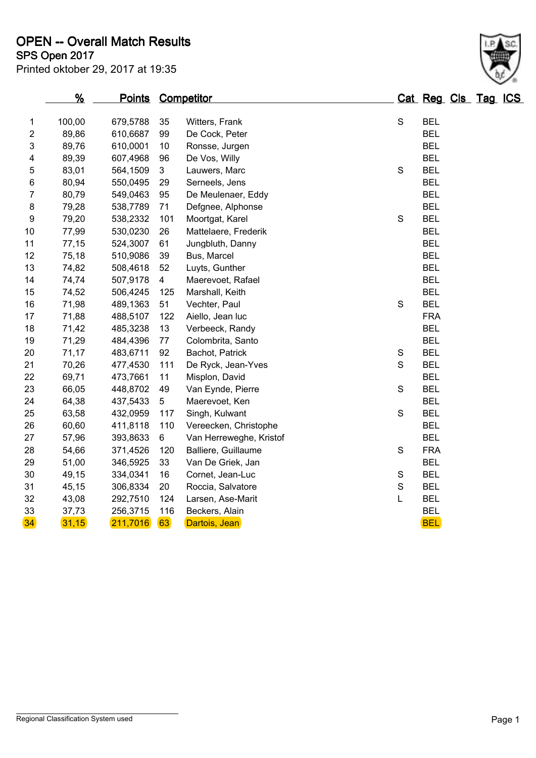# OPEN -- Overall Match Results

## SPS Open 2017

Printed oktober 29, 2017 at 19:35

| | % | Points | Competitor | | Cat | Reg | Cls | Tag | ICS |
|---|---|---|---|---|---|---|---|---|---|
| 1 | 100,00 | 679,5788 | 35 | Witters, Frank | S | BEL | | | |
| 2 | 89,86 | 610,6687 | 99 | De Cock, Peter | | BEL | | | |
| 3 | 89,76 | 610,0001 | 10 | Ronsse, Jurgen | | BEL | | | |
| 4 | 89,39 | 607,4968 | 96 | De Vos, Willy | | BEL | | | |
| 5 | 83,01 | 564,1509 | 3 | Lauwers, Marc | S | BEL | | | |
| 6 | 80,94 | 550,0495 | 29 | Serneels, Jens | | BEL | | | |
| 7 | 80,79 | 549,0463 | 95 | De Meulenaer, Eddy | | BEL | | | |
| 8 | 79,28 | 538,7789 | 71 | Defgnee, Alphonse | | BEL | | | |
| 9 | 79,20 | 538,2332 | 101 | Moortgat, Karel | S | BEL | | | |
| 10 | 77,99 | 530,0230 | 26 | Mattelaere, Frederik | | BEL | | | |
| 11 | 77,15 | 524,3007 | 61 | Jungbluth, Danny | | BEL | | | |
| 12 | 75,18 | 510,9086 | 39 | Bus, Marcel | | BEL | | | |
| 13 | 74,82 | 508,4618 | 52 | Luyts, Gunther | | BEL | | | |
| 14 | 74,74 | 507,9178 | 4 | Maerevoet, Rafael | | BEL | | | |
| 15 | 74,52 | 506,4245 | 125 | Marshall, Keith | | BEL | | | |
| 16 | 71,98 | 489,1363 | 51 | Vechter, Paul | S | BEL | | | |
| 17 | 71,88 | 488,5107 | 122 | Aiello, Jean luc | | FRA | | | |
| 18 | 71,42 | 485,3238 | 13 | Verbeeck, Randy | | BEL | | | |
| 19 | 71,29 | 484,4396 | 77 | Colombrita, Santo | | BEL | | | |
| 20 | 71,17 | 483,6711 | 92 | Bachot, Patrick | S | BEL | | | |
| 21 | 70,26 | 477,4530 | 111 | De Ryck, Jean-Yves | S | BEL | | | |
| 22 | 69,71 | 473,7661 | 11 | Misplon, David | | BEL | | | |
| 23 | 66,05 | 448,8702 | 49 | Van Eynde, Pierre | S | BEL | | | |
| 24 | 64,38 | 437,5433 | 5 | Maerevoet, Ken | | BEL | | | |
| 25 | 63,58 | 432,0959 | 117 | Singh, Kulwant | S | BEL | | | |
| 26 | 60,60 | 411,8118 | 110 | Vereecken, Christophe | | BEL | | | |
| 27 | 57,96 | 393,8633 | 6 | Van Herreweghe, Kristof | | BEL | | | |
| 28 | 54,66 | 371,4526 | 120 | Balliere, Guillaume | S | FRA | | | |
| 29 | 51,00 | 346,5925 | 33 | Van De Griek, Jan | | BEL | | | |
| 30 | 49,15 | 334,0341 | 16 | Cornet, Jean-Luc | S | BEL | | | |
| 31 | 45,15 | 306,8334 | 20 | Roccia, Salvatore | S | BEL | | | |
| 32 | 43,08 | 292,7510 | 124 | Larsen, Ase-Marit | L | BEL | | | |
| 33 | 37,73 | 256,3715 | 116 | Beckers, Alain | | BEL | | | |
| 34 | 31,15 | 211,7016 | 63 | Dartois, Jean | | BEL | | | |

Regional Classification System used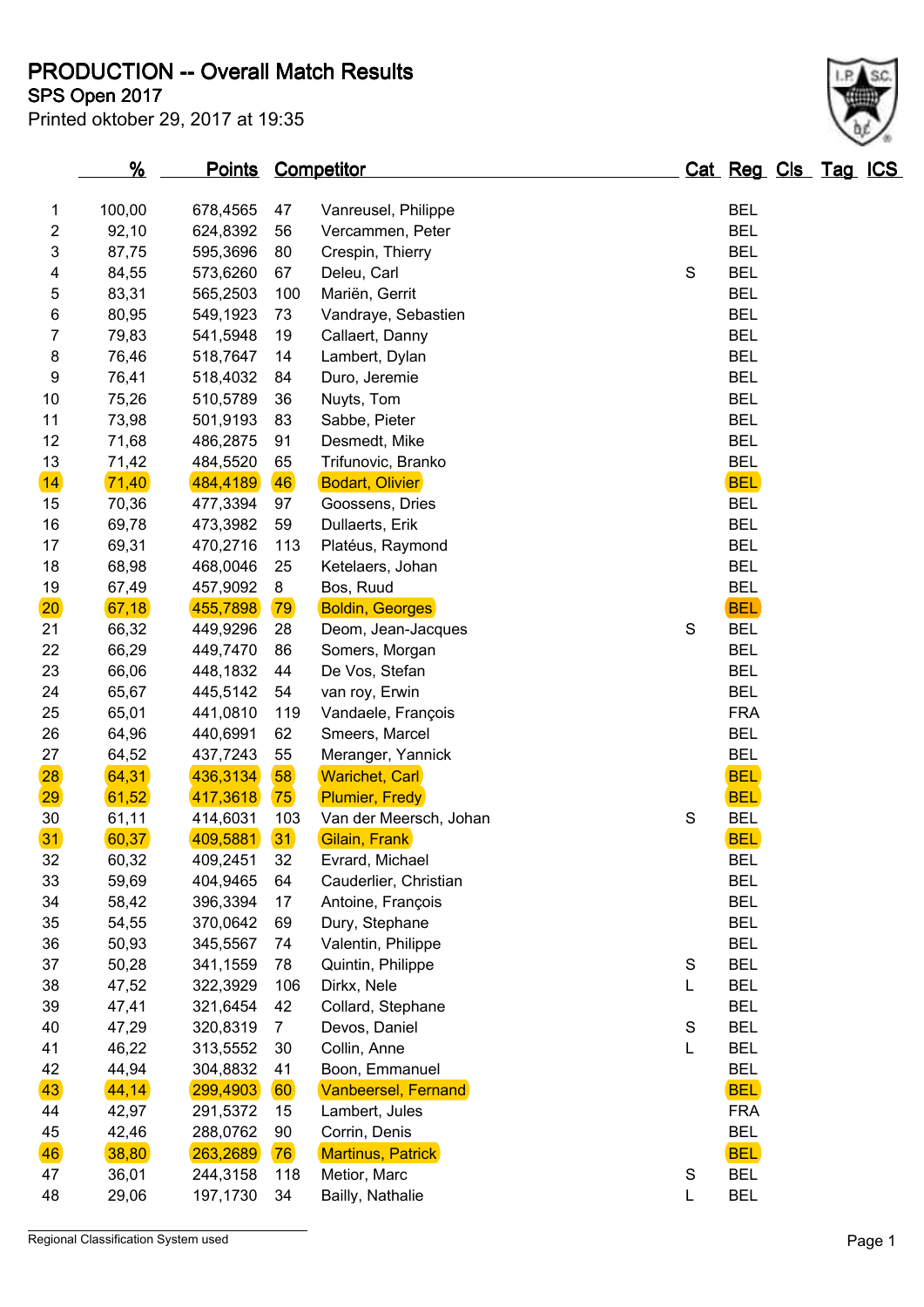# PRODUCTION -- Overall Match Results

**SPS Open 2017**

Printed oktober 29, 2017 at 19:35

| | % | Points | Competitor | | Cat | Reg | Cls | Tag | ICS |
|---|---|---|---|---|---|---|---|---|---|
| 1 | 100,00 | 678,4565 | 47 | Vanreusel, Philippe | | BEL | | | |
| 2 | 92,10 | 624,8392 | 56 | Vercammen, Peter | | BEL | | | |
| 3 | 87,75 | 595,3696 | 80 | Crespin, Thierry | | BEL | | | |
| 4 | 84,55 | 573,6260 | 67 | Deleu, Carl | S | BEL | | | |
| 5 | 83,31 | 565,2503 | 100 | Mariën, Gerrit | | BEL | | | |
| 6 | 80,95 | 549,1923 | 73 | Vandraye, Sebastien | | BEL | | | |
| 7 | 79,83 | 541,5948 | 19 | Callaert, Danny | | BEL | | | |
| 8 | 76,46 | 518,7647 | 14 | Lambert, Dylan | | BEL | | | |
| 9 | 76,41 | 518,4032 | 84 | Duro, Jeremie | | BEL | | | |
| 10 | 75,26 | 510,5789 | 36 | Nuyts, Tom | | BEL | | | |
| 11 | 73,98 | 501,9193 | 83 | Sabbe, Pieter | | BEL | | | |
| 12 | 71,68 | 486,2875 | 91 | Desmedt, Mike | | BEL | | | |
| 13 | 71,42 | 484,5520 | 65 | Trifunovic, Branko | | BEL | | | |
| 14 | 71,40 | 484,4189 | 46 | Bodart, Olivier | | BEL | | | |
| 15 | 70,36 | 477,3394 | 97 | Goossens, Dries | | BEL | | | |
| 16 | 69,78 | 473,3982 | 59 | Dullaerts, Erik | | BEL | | | |
| 17 | 69,31 | 470,2716 | 113 | Platéus, Raymond | | BEL | | | |
| 18 | 68,98 | 468,0046 | 25 | Ketelaers, Johan | | BEL | | | |
| 19 | 67,49 | 457,9092 | 8 | Bos, Ruud | | BEL | | | |
| 20 | 67,18 | 455,7898 | 79 | Boldin, Georges | | BEL | | | |
| 21 | 66,32 | 449,9296 | 28 | Deom, Jean-Jacques | S | BEL | | | |
| 22 | 66,29 | 449,7470 | 86 | Somers, Morgan | | BEL | | | |
| 23 | 66,06 | 448,1832 | 44 | De Vos, Stefan | | BEL | | | |
| 24 | 65,67 | 445,5142 | 54 | van roy, Erwin | | BEL | | | |
| 25 | 65,01 | 441,0810 | 119 | Vandaele, François | | FRA | | | |
| 26 | 64,96 | 440,6991 | 62 | Smeers, Marcel | | BEL | | | |
| 27 | 64,52 | 437,7243 | 55 | Meranger, Yannick | | BEL | | | |
| 28 | 64,31 | 436,3134 | 58 | Warichet, Carl | | BEL | | | |
| 29 | 61,52 | 417,3618 | 75 | Plumier, Fredy | | BEL | | | |
| 30 | 61,11 | 414,6031 | 103 | Van der Meersch, Johan | S | BEL | | | |
| 31 | 60,37 | 409,5881 | 31 | Gilain, Frank | | BEL | | | |
| 32 | 60,32 | 409,2451 | 32 | Evrard, Michael | | BEL | | | |
| 33 | 59,69 | 404,9465 | 64 | Cauderlier, Christian | | BEL | | | |
| 34 | 58,42 | 396,3394 | 17 | Antoine, François | | BEL | | | |
| 35 | 54,55 | 370,0642 | 69 | Dury, Stephane | | BEL | | | |
| 36 | 50,93 | 345,5567 | 74 | Valentin, Philippe | | BEL | | | |
| 37 | 50,28 | 341,1559 | 78 | Quintin, Philippe | S | BEL | | | |
| 38 | 47,52 | 322,3929 | 106 | Dirkx, Nele | L | BEL | | | |
| 39 | 47,41 | 321,6454 | 42 | Collard, Stephane | | BEL | | | |
| 40 | 47,29 | 320,8319 | 7 | Devos, Daniel | S | BEL | | | |
| 41 | 46,22 | 313,5552 | 30 | Collin, Anne | L | BEL | | | |
| 42 | 44,94 | 304,8832 | 41 | Boon, Emmanuel | | BEL | | | |
| 43 | 44,14 | 299,4903 | 60 | Vanbeersel, Fernand | | BEL | | | |
| 44 | 42,97 | 291,5372 | 15 | Lambert, Jules | | FRA | | | |
| 45 | 42,46 | 288,0762 | 90 | Corrin, Denis | | BEL | | | |
| 46 | 38,80 | 263,2689 | 76 | Martinus, Patrick | | BEL | | | |
| 47 | 36,01 | 244,3158 | 118 | Metior, Marc | S | BEL | | | |
| 48 | 29,06 | 197,1730 | 34 | Bailly, Nathalie | L | BEL | | | |

Regional Classification System used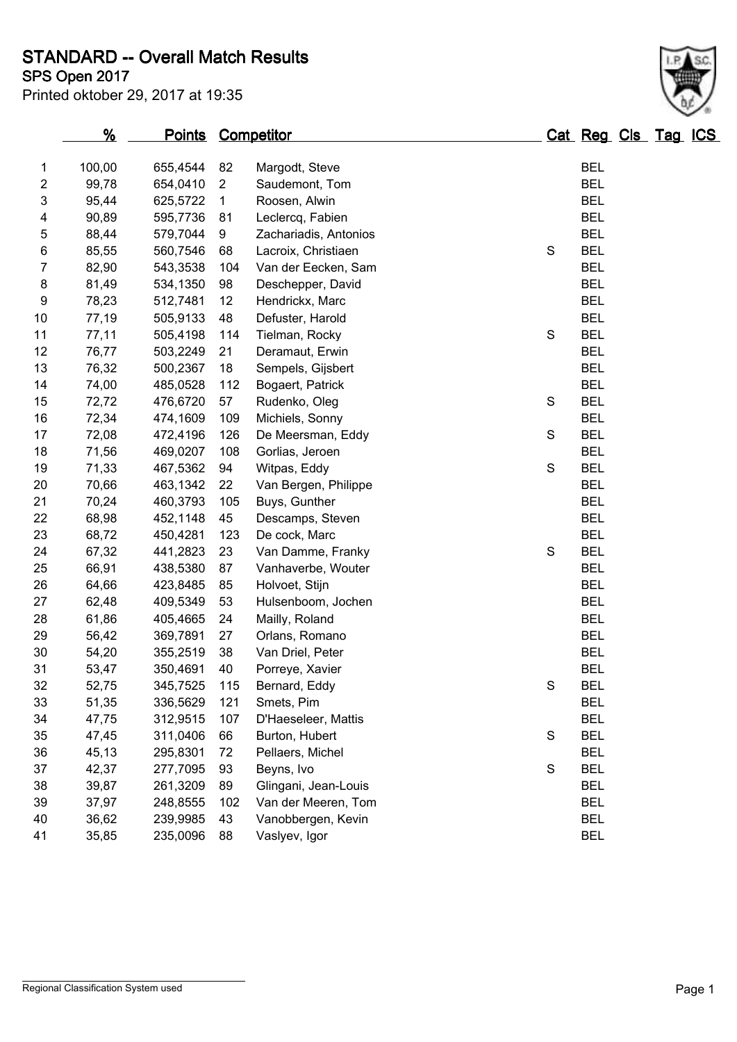# STANDARD -- Overall Match Results

## SPS Open 2017

Printed oktober 29, 2017 at 19:35

| | % | Points | Competitor | | Cat | Reg | Cls | Tag | ICS |
|---|---|---|---|---|---|---|---|---|---|
| 1 | 100,00 | 655,4544 | 82 | Margodt, Steve | | BEL | | | |
| 2 | 99,78 | 654,0410 | 2 | Saudemont, Tom | | BEL | | | |
| 3 | 95,44 | 625,5722 | 1 | Roosen, Alwin | | BEL | | | |
| 4 | 90,89 | 595,7736 | 81 | Leclercq, Fabien | | BEL | | | |
| 5 | 88,44 | 579,7044 | 9 | Zachariadis, Antonios | | BEL | | | |
| 6 | 85,55 | 560,7546 | 68 | Lacroix, Christiaen | S | BEL | | | |
| 7 | 82,90 | 543,3538 | 104 | Van der Eecken, Sam | | BEL | | | |
| 8 | 81,49 | 534,1350 | 98 | Deschepper, David | | BEL | | | |
| 9 | 78,23 | 512,7481 | 12 | Hendrickx, Marc | | BEL | | | |
| 10 | 77,19 | 505,9133 | 48 | Defuster, Harold | | BEL | | | |
| 11 | 77,11 | 505,4198 | 114 | Tielman, Rocky | S | BEL | | | |
| 12 | 76,77 | 503,2249 | 21 | Deramaut, Erwin | | BEL | | | |
| 13 | 76,32 | 500,2367 | 18 | Sempels, Gijsbert | | BEL | | | |
| 14 | 74,00 | 485,0528 | 112 | Bogaert, Patrick | | BEL | | | |
| 15 | 72,72 | 476,6720 | 57 | Rudenko, Oleg | S | BEL | | | |
| 16 | 72,34 | 474,1609 | 109 | Michiels, Sonny | | BEL | | | |
| 17 | 72,08 | 472,4196 | 126 | De Meersman, Eddy | S | BEL | | | |
| 18 | 71,56 | 469,0207 | 108 | Gorlias, Jeroen | | BEL | | | |
| 19 | 71,33 | 467,5362 | 94 | Witpas, Eddy | S | BEL | | | |
| 20 | 70,66 | 463,1342 | 22 | Van Bergen, Philippe | | BEL | | | |
| 21 | 70,24 | 460,3793 | 105 | Buys, Gunther | | BEL | | | |
| 22 | 68,98 | 452,1148 | 45 | Descamps, Steven | | BEL | | | |
| 23 | 68,72 | 450,4281 | 123 | De cock, Marc | | BEL | | | |
| 24 | 67,32 | 441,2823 | 23 | Van Damme, Franky | S | BEL | | | |
| 25 | 66,91 | 438,5380 | 87 | Vanhaverbe, Wouter | | BEL | | | |
| 26 | 64,66 | 423,8485 | 85 | Holvoet, Stijn | | BEL | | | |
| 27 | 62,48 | 409,5349 | 53 | Hulsenboom, Jochen | | BEL | | | |
| 28 | 61,86 | 405,4665 | 24 | Mailly, Roland | | BEL | | | |
| 29 | 56,42 | 369,7891 | 27 | Orlans, Romano | | BEL | | | |
| 30 | 54,20 | 355,2519 | 38 | Van Driel, Peter | | BEL | | | |
| 31 | 53,47 | 350,4691 | 40 | Porreye, Xavier | | BEL | | | |
| 32 | 52,75 | 345,7525 | 115 | Bernard, Eddy | S | BEL | | | |
| 33 | 51,35 | 336,5629 | 121 | Smets, Pim | | BEL | | | |
| 34 | 47,75 | 312,9515 | 107 | D'Haeseleer, Mattis | | BEL | | | |
| 35 | 47,45 | 311,0406 | 66 | Burton, Hubert | S | BEL | | | |
| 36 | 45,13 | 295,8301 | 72 | Pellaers, Michel | | BEL | | | |
| 37 | 42,37 | 277,7095 | 93 | Beyns, Ivo | S | BEL | | | |
| 38 | 39,87 | 261,3209 | 89 | Glingani, Jean-Louis | | BEL | | | |
| 39 | 37,97 | 248,8555 | 102 | Van der Meeren, Tom | | BEL | | | |
| 40 | 36,62 | 239,9985 | 43 | Vanobbergen, Kevin | | BEL | | | |
| 41 | 35,85 | 235,0096 | 88 | Vaslyev, Igor | | BEL | | | |

Regional Classification System used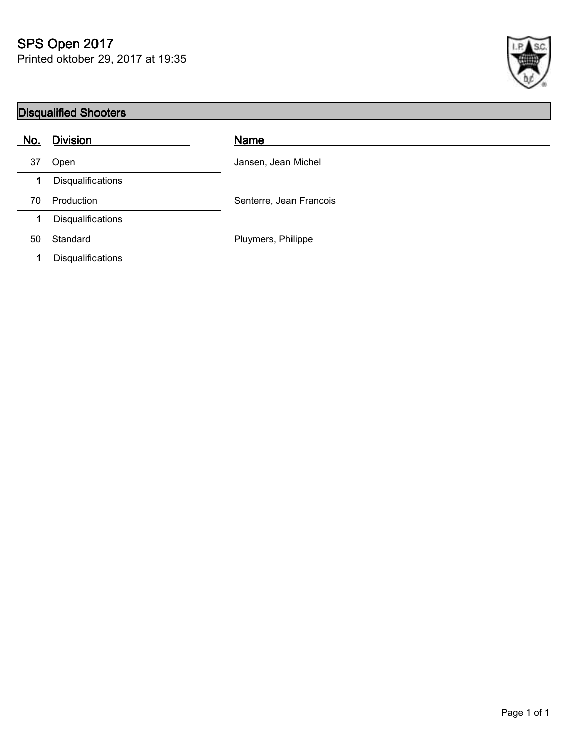# SPS Open 2017

Printed oktober 29, 2017 at 19:35

## Disqualified Shooters

| No. | Division | Name |
|---|---|---|
| 37 | Open | Jansen, Jean Michel |
| 1 | Disqualifications | |
| 70 | Production | Senterre, Jean Francois |
| 1 | Disqualifications | |
| 50 | Standard | Pluymers, Philippe |
| 1 | Disqualifications | |